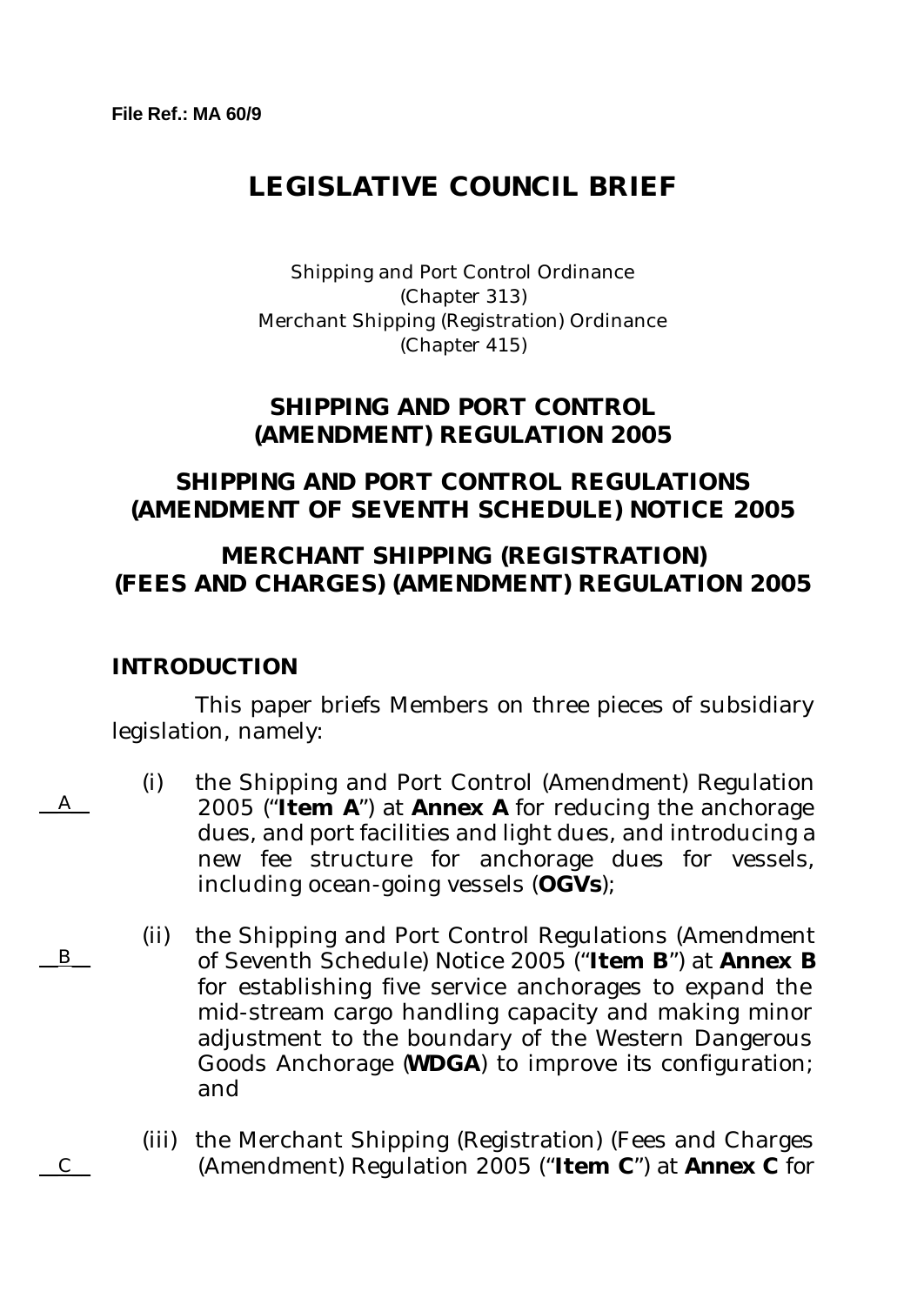File Ref.: MA 60/9

# LEGISLATIVE COUNCIL BRIEF

Shipping and Port Control Ordinance
(Chapter 313)
Merchant Shipping (Registration) Ordinance
(Chapter 415)

## SHIPPING AND PORT CONTROL (AMENDMENT) REGULATION 2005

## SHIPPING AND PORT CONTROL REGULATIONS (AMENDMENT OF SEVENTH SCHEDULE) NOTICE 2005

## MERCHANT SHIPPING (REGISTRATION) (FEES AND CHARGES) (AMENDMENT) REGULATION 2005

### INTRODUCTION

This paper briefs Members on three pieces of subsidiary legislation, namely:

A

(i) the Shipping and Port Control (Amendment) Regulation 2005 ("**Item A**") at **Annex A** for reducing the anchorage dues, and port facilities and light dues, and introducing a new fee structure for anchorage dues for vessels, including ocean-going vessels (**OGVs**);

B

(ii) the Shipping and Port Control Regulations (Amendment of Seventh Schedule) Notice 2005 ("**Item B**") at **Annex B** for establishing five service anchorages to expand the mid-stream cargo handling capacity and making minor adjustment to the boundary of the Western Dangerous Goods Anchorage (**WDGA**) to improve its configuration; and

C

(iii) the Merchant Shipping (Registration) (Fees and Charges (Amendment) Regulation 2005 ("**Item C**") at **Annex C** for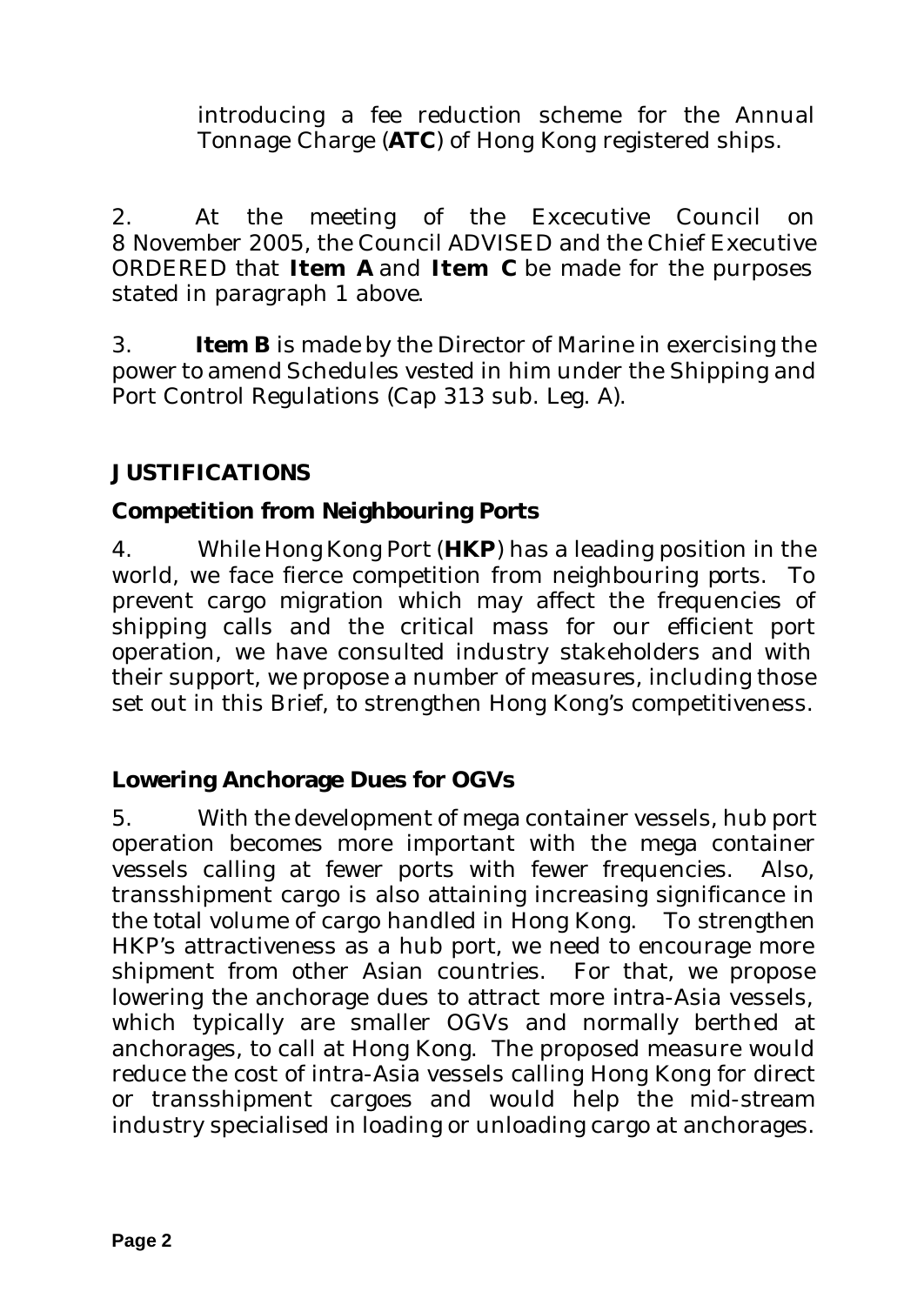introducing a fee reduction scheme for the Annual Tonnage Charge (**ATC**) of Hong Kong registered ships.

2. At the meeting of the Excecutive Council on 8 November 2005, the Council ADVISED and the Chief Executive ORDERED that **Item A** and **Item C** be made for the purposes stated in paragraph 1 above.

3. **Item B** is made by the Director of Marine in exercising the power to amend Schedules vested in him under the Shipping and Port Control Regulations (Cap 313 sub. Leg. A).

## JUSTIFICATIONS

### Competition from Neighbouring Ports

4. While Hong Kong Port (**HKP**) has a leading position in the world, we face fierce competition from neighbouring ports. To prevent cargo migration which may affect the frequencies of shipping calls and the critical mass for our efficient port operation, we have consulted industry stakeholders and with their support, we propose a number of measures, including those set out in this Brief, to strengthen Hong Kong's competitiveness.

### Lowering Anchorage Dues for OGVs

5. With the development of mega container vessels, hub port operation becomes more important with the mega container vessels calling at fewer ports with fewer frequencies. Also, transshipment cargo is also attaining increasing significance in the total volume of cargo handled in Hong Kong. To strengthen HKP's attractiveness as a hub port, we need to encourage more shipment from other Asian countries. For that, we propose lowering the anchorage dues to attract more intra-Asia vessels, which typically are smaller OGVs and normally berthed at anchorages, to call at Hong Kong. The proposed measure would reduce the cost of intra-Asia vessels calling Hong Kong for direct or transshipment cargoes and would help the mid-stream industry specialised in loading or unloading cargo at anchorages.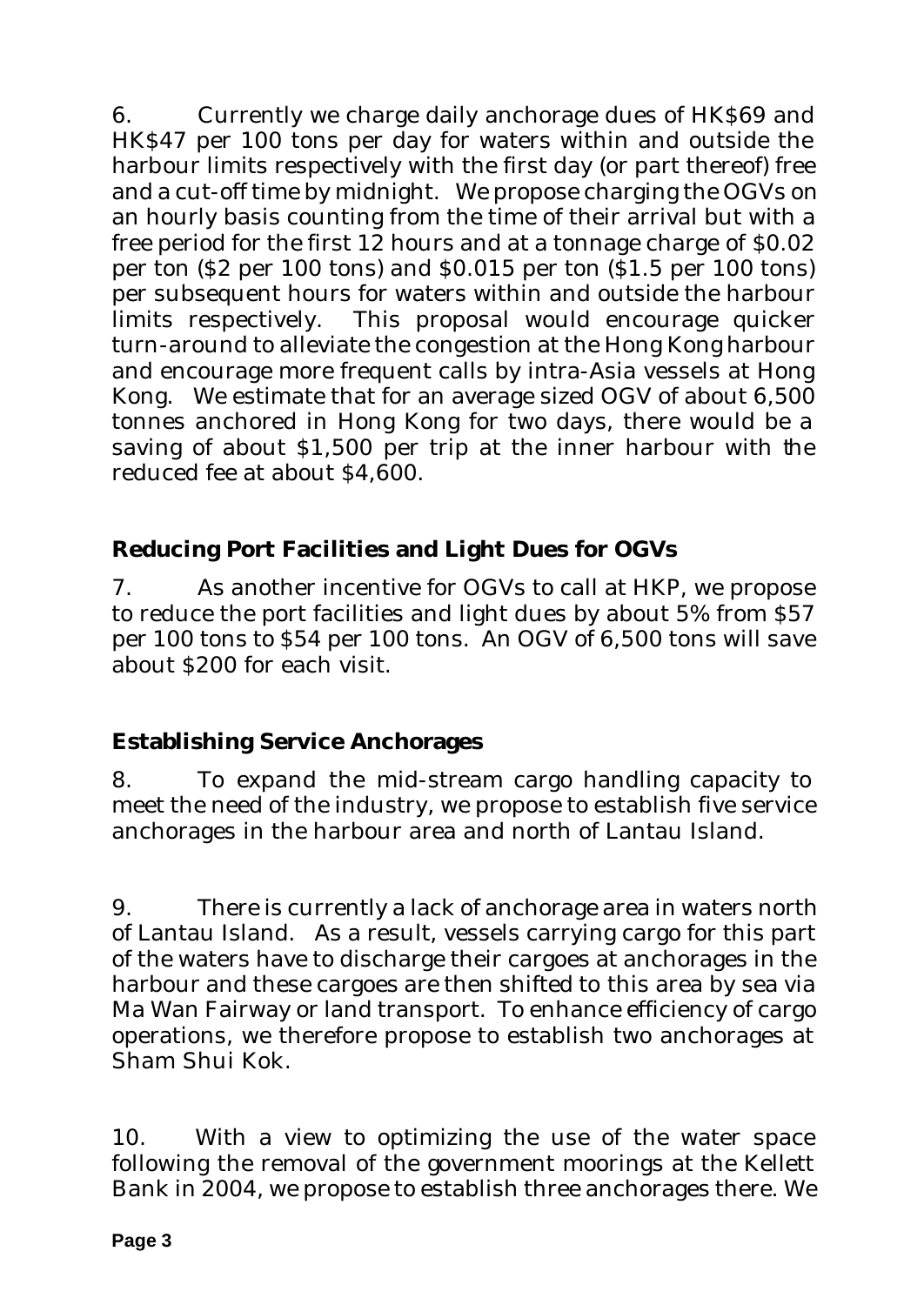6. Currently we charge daily anchorage dues of HK$69 and HK$47 per 100 tons per day for waters within and outside the harbour limits respectively with the first day (or part thereof) free and a cut-off time by midnight. We propose charging the OGVs on an hourly basis counting from the time of their arrival but with a free period for the first 12 hours and at a tonnage charge of $0.02 per ton ($2 per 100 tons) and $0.015 per ton ($1.5 per 100 tons) per subsequent hours for waters within and outside the harbour limits respectively. This proposal would encourage quicker turn-around to alleviate the congestion at the Hong Kong harbour and encourage more frequent calls by intra-Asia vessels at Hong Kong. We estimate that for an average sized OGV of about 6,500 tonnes anchored in Hong Kong for two days, there would be a saving of about $1,500 per trip at the inner harbour with the reduced fee at about $4,600.

**Reducing Port Facilities and Light Dues for OGVs**

7. As another incentive for OGVs to call at HKP, we propose to reduce the port facilities and light dues by about 5% from $57 per 100 tons to $54 per 100 tons. An OGV of 6,500 tons will save about $200 for each visit.

**Establishing Service Anchorages**

8. To expand the mid-stream cargo handling capacity to meet the need of the industry, we propose to establish five service anchorages in the harbour area and north of Lantau Island.

9. There is currently a lack of anchorage area in waters north of Lantau Island. As a result, vessels carrying cargo for this part of the waters have to discharge their cargoes at anchorages in the harbour and these cargoes are then shifted to this area by sea via Ma Wan Fairway or land transport. To enhance efficiency of cargo operations, we therefore propose to establish two anchorages at Sham Shui Kok.

10. With a view to optimizing the use of the water space following the removal of the government moorings at the Kellett Bank in 2004, we propose to establish three anchorages there. We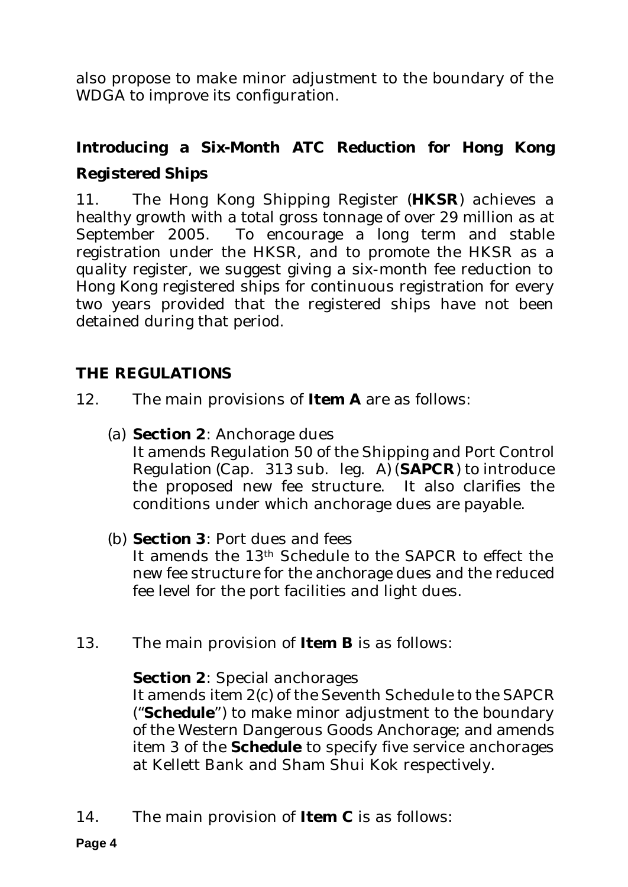also propose to make minor adjustment to the boundary of the WDGA to improve its configuration.

### Introducing a Six-Month ATC Reduction for Hong Kong Registered Ships

11. The Hong Kong Shipping Register (**HKSR**) achieves a healthy growth with a total gross tonnage of over 29 million as at September 2005. To encourage a long term and stable registration under the HKSR, and to promote the HKSR as a quality register, we suggest giving a six-month fee reduction to Hong Kong registered ships for continuous registration for every two years provided that the registered ships have not been detained during that period.

## THE REGULATIONS

12. The main provisions of **Item A** are as follows:

   (a) **Section 2**: Anchorage dues
   It amends Regulation 50 of the Shipping and Port Control Regulation (Cap. 313 sub. leg. A) (**SAPCR**) to introduce the proposed new fee structure. It also clarifies the conditions under which anchorage dues are payable.

   (b) **Section 3**: Port dues and fees
   It amends the 13th Schedule to the SAPCR to effect the new fee structure for the anchorage dues and the reduced fee level for the port facilities and light dues.

13. The main provision of **Item B** is as follows:

   **Section 2**: Special anchorages
   It amends item 2(c) of the Seventh Schedule to the SAPCR ("**Schedule**") to make minor adjustment to the boundary of the Western Dangerous Goods Anchorage; and amends item 3 of the **Schedule** to specify five service anchorages at Kellett Bank and Sham Shui Kok respectively.

14. The main provision of **Item C** is as follows: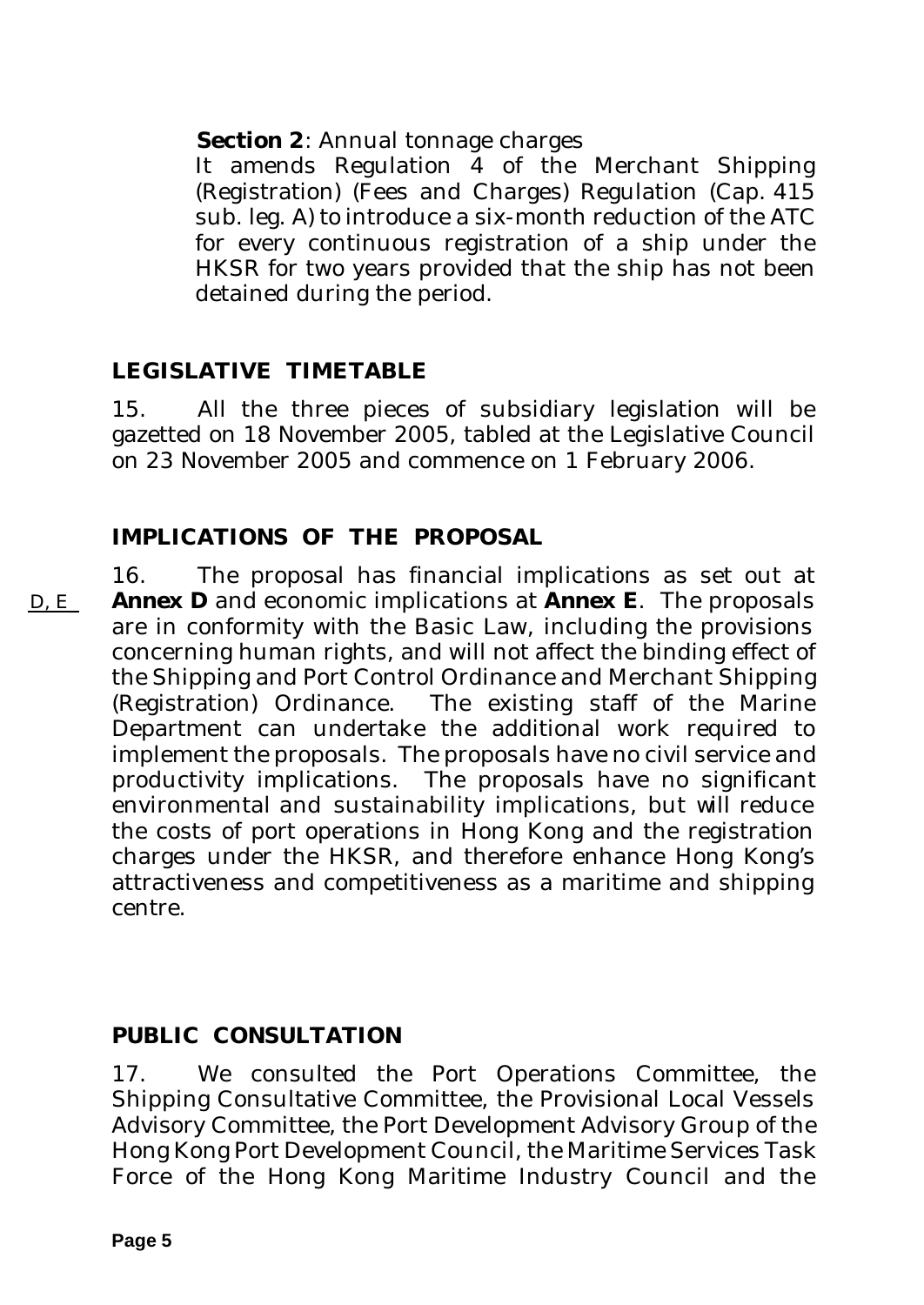**Section 2**: Annual tonnage charges

It amends Regulation 4 of the Merchant Shipping (Registration) (Fees and Charges) Regulation (Cap. 415 sub. leg. A) to introduce a six-month reduction of the ATC for every continuous registration of a ship under the HKSR for two years provided that the ship has not been detained during the period.

## LEGISLATIVE TIMETABLE

15. All the three pieces of subsidiary legislation will be gazetted on 18 November 2005, tabled at the Legislative Council on 23 November 2005 and commence on 1 February 2006.

## IMPLICATIONS OF THE PROPOSAL

D, E

16. The proposal has financial implications as set out at **Annex D** and economic implications at **Annex E**. The proposals are in conformity with the Basic Law, including the provisions concerning human rights, and will not affect the binding effect of the Shipping and Port Control Ordinance and Merchant Shipping (Registration) Ordinance. The existing staff of the Marine Department can undertake the additional work required to implement the proposals. The proposals have no civil service and productivity implications. The proposals have no significant environmental and sustainability implications, but will reduce the costs of port operations in Hong Kong and the registration charges under the HKSR, and therefore enhance Hong Kong's attractiveness and competitiveness as a maritime and shipping centre.

## PUBLIC CONSULTATION

17. We consulted the Port Operations Committee, the Shipping Consultative Committee, the Provisional Local Vessels Advisory Committee, the Port Development Advisory Group of the Hong Kong Port Development Council, the Maritime Services Task Force of the Hong Kong Maritime Industry Council and the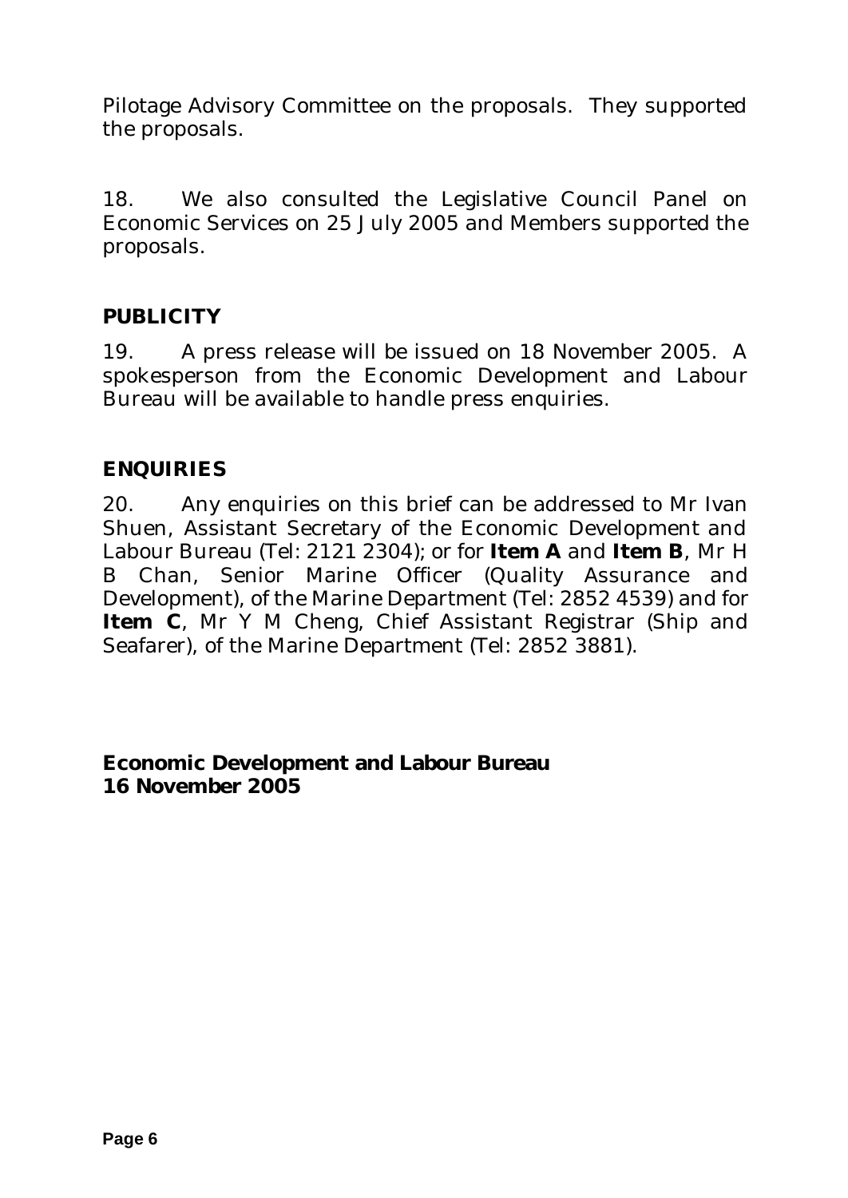Pilotage Advisory Committee on the proposals. They supported the proposals.

18. We also consulted the Legislative Council Panel on Economic Services on 25 July 2005 and Members supported the proposals.

## PUBLICITY

19. A press release will be issued on 18 November 2005. A spokesperson from the Economic Development and Labour Bureau will be available to handle press enquiries.

## ENQUIRIES

20. Any enquiries on this brief can be addressed to Mr Ivan Shuen, Assistant Secretary of the Economic Development and Labour Bureau (Tel: 2121 2304); or for **Item A** and **Item B**, Mr H B Chan, Senior Marine Officer (Quality Assurance and Development), of the Marine Department (Tel: 2852 4539) and for **Item C**, Mr Y M Cheng, Chief Assistant Registrar (Ship and Seafarer), of the Marine Department (Tel: 2852 3881).

**Economic Development and Labour Bureau**
**16 November 2005**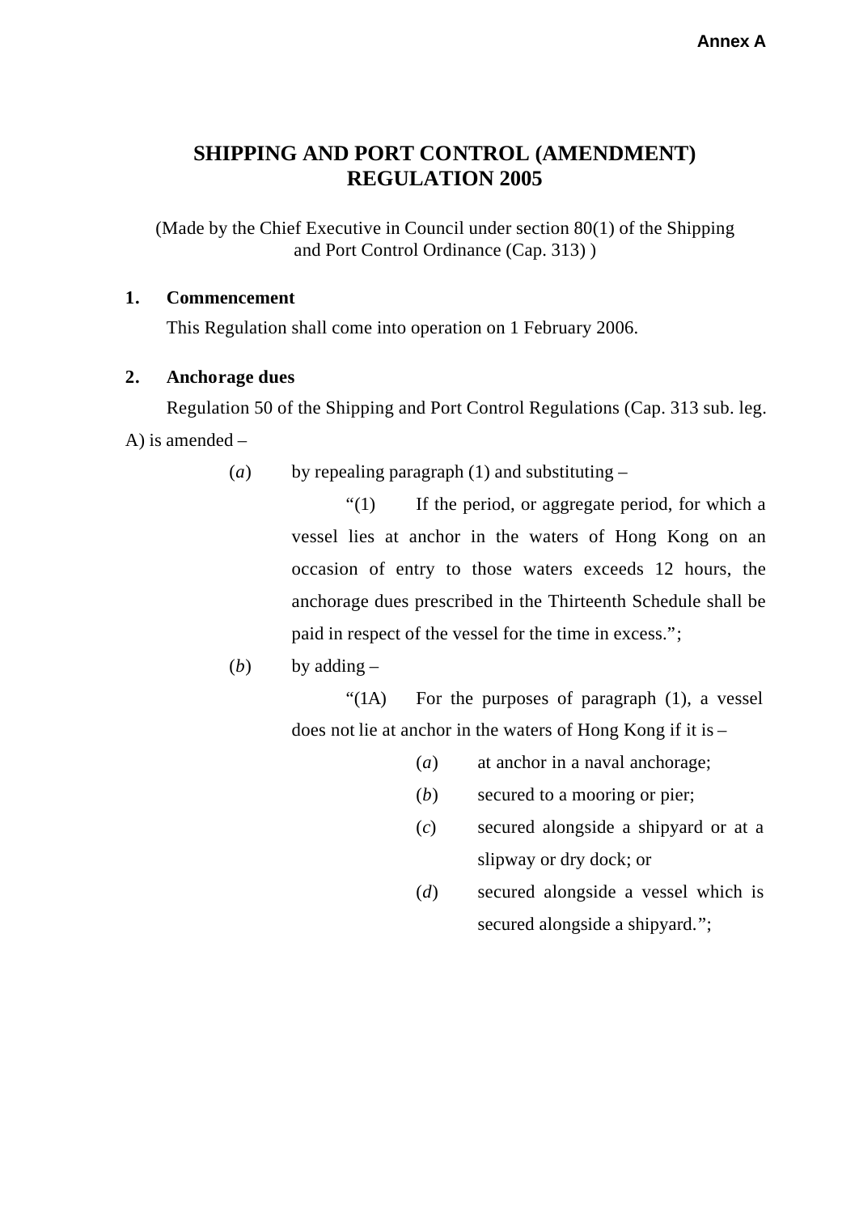Annex A

# SHIPPING AND PORT CONTROL (AMENDMENT) REGULATION 2005

(Made by the Chief Executive in Council under section 80(1) of the Shipping and Port Control Ordinance (Cap. 313) )

**1. Commencement**

This Regulation shall come into operation on 1 February 2006.

**2. Anchorage dues**

Regulation 50 of the Shipping and Port Control Regulations (Cap. 313 sub. leg. A) is amended –

(*a*) by repealing paragraph (1) and substituting –

"(1) If the period, or aggregate period, for which a vessel lies at anchor in the waters of Hong Kong on an occasion of entry to those waters exceeds 12 hours, the anchorage dues prescribed in the Thirteenth Schedule shall be paid in respect of the vessel for the time in excess.";

(*b*) by adding –

"(1A) For the purposes of paragraph (1), a vessel does not lie at anchor in the waters of Hong Kong if it is –

(*a*) at anchor in a naval anchorage;

(*b*) secured to a mooring or pier;

(*c*) secured alongside a shipyard or at a slipway or dry dock; or

(*d*) secured alongside a vessel which is secured alongside a shipyard.";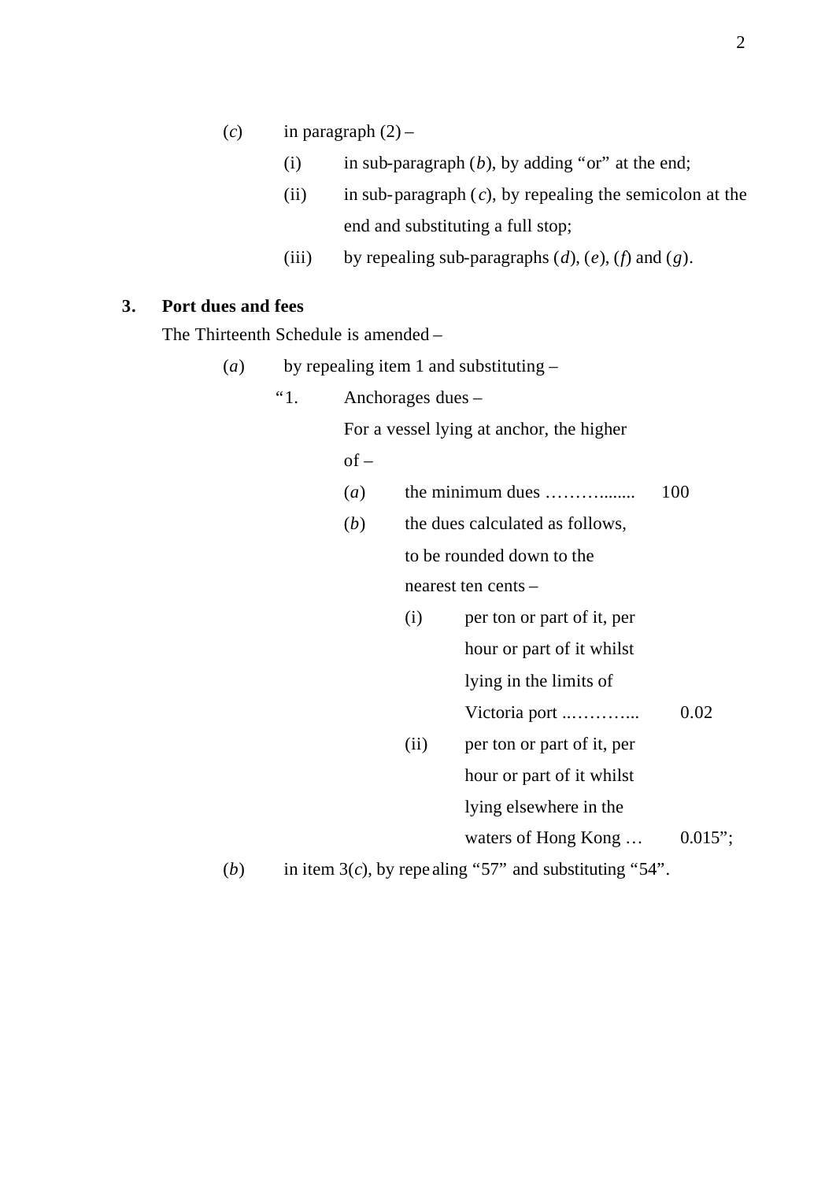(*c*) in paragraph (2) –

  (i) in sub-paragraph (*b*), by adding "or" at the end;

  (ii) in sub-paragraph (*c*), by repealing the semicolon at the end and substituting a full stop;

  (iii) by repealing sub-paragraphs (*d*), (*e*), (*f*) and (*g*).

**3. Port dues and fees**

The Thirteenth Schedule is amended –

(*a*) by repealing item 1 and substituting –

"1. Anchorages dues –

For a vessel lying at anchor, the higher of –

(*a*) the minimum dues ……….…... 100

(*b*) the dues calculated as follows, to be rounded down to the nearest ten cents –

  (i) per ton or part of it, per hour or part of it whilst lying in the limits of Victoria port ..……….. 0.02

  (ii) per ton or part of it, per hour or part of it whilst lying elsewhere in the waters of Hong Kong … 0.015";

(*b*) in item 3(*c*), by repealing "57" and substituting "54".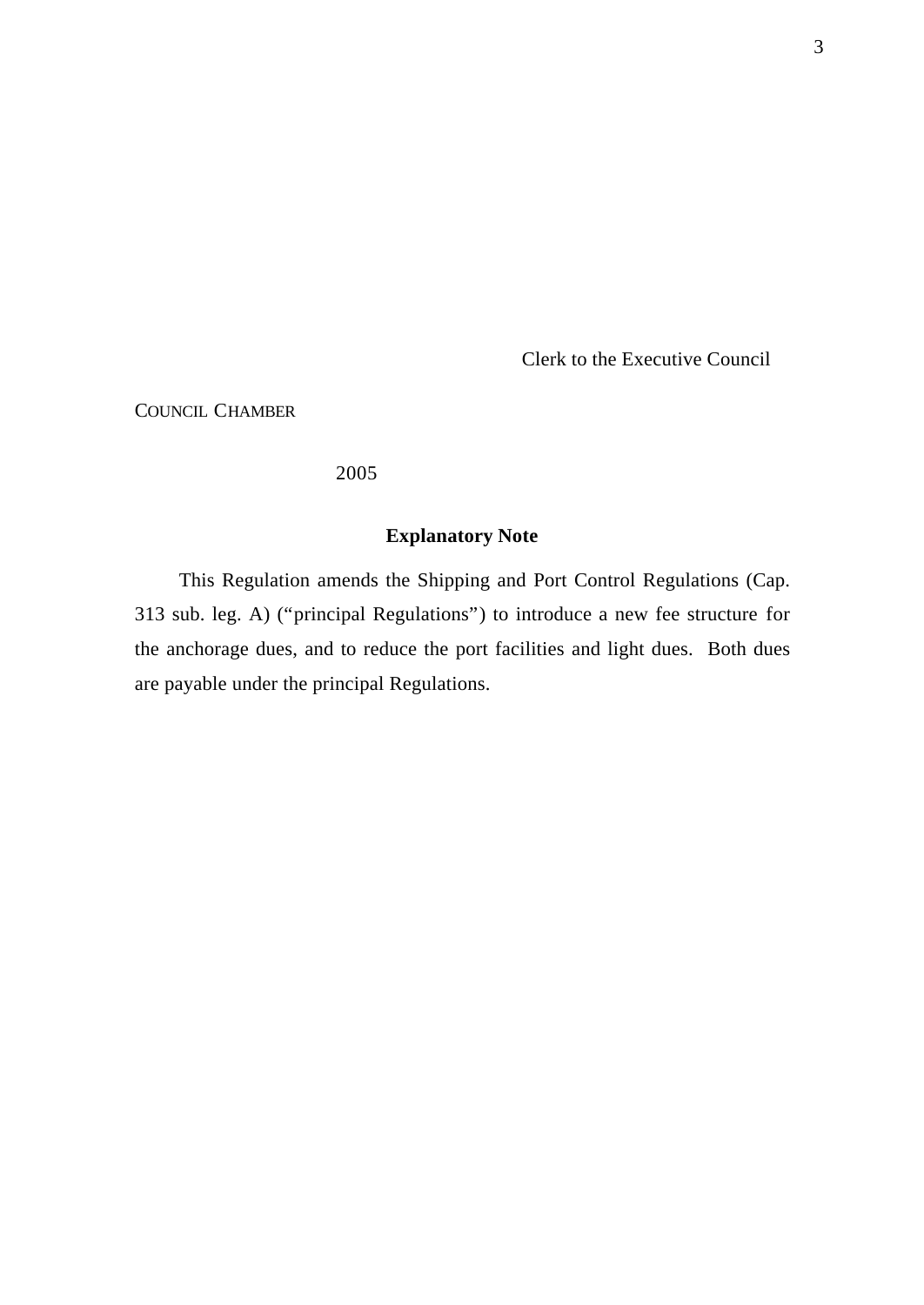Clerk to the Executive Council

COUNCIL CHAMBER

2005

**Explanatory Note**

This Regulation amends the Shipping and Port Control Regulations (Cap. 313 sub. leg. A) ("principal Regulations") to introduce a new fee structure for the anchorage dues, and to reduce the port facilities and light dues. Both dues are payable under the principal Regulations.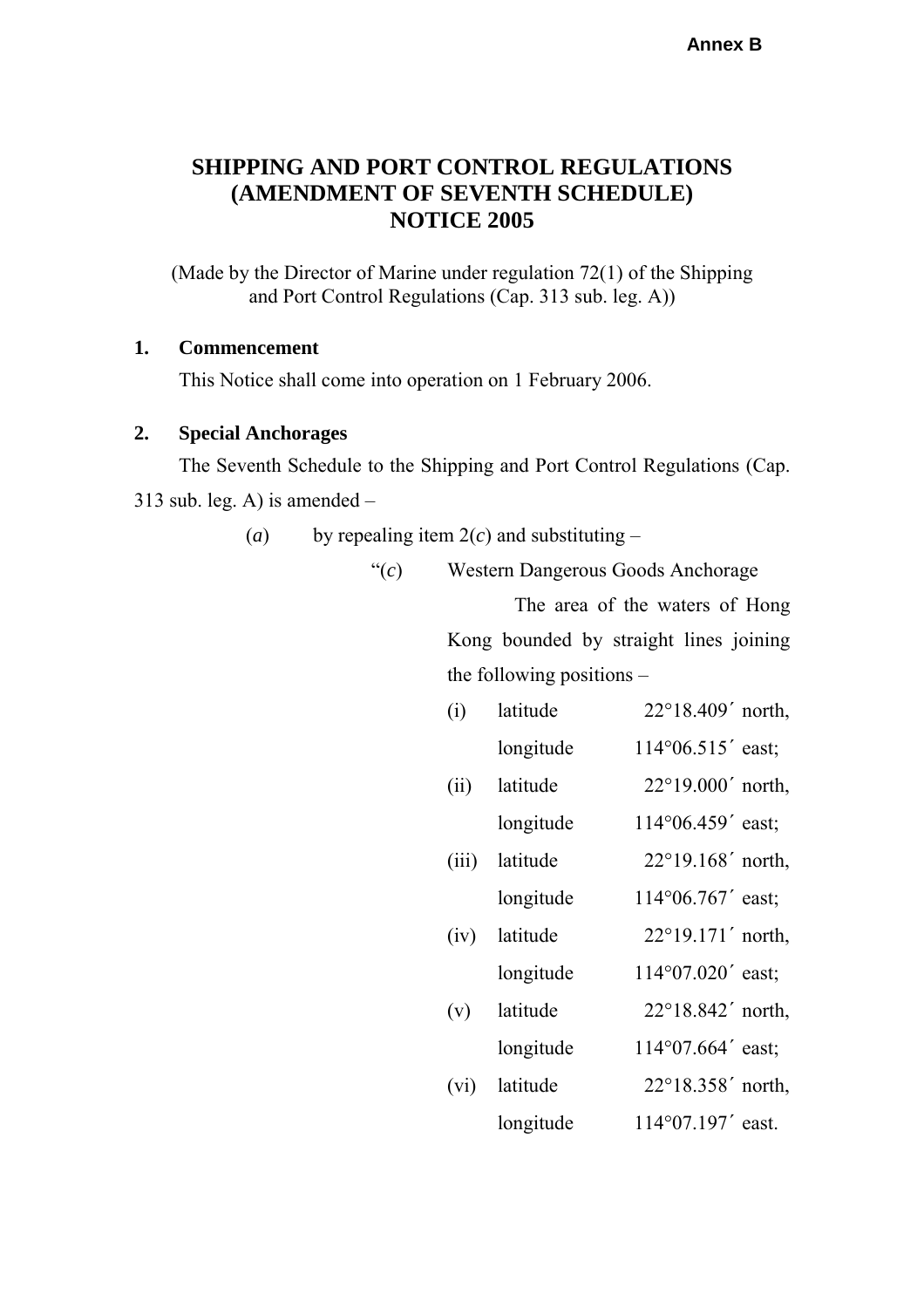Annex B

# SHIPPING AND PORT CONTROL REGULATIONS (AMENDMENT OF SEVENTH SCHEDULE) NOTICE 2005

(Made by the Director of Marine under regulation 72(1) of the Shipping and Port Control Regulations (Cap. 313 sub. leg. A))

**1. Commencement**

This Notice shall come into operation on 1 February 2006.

**2. Special Anchorages**

The Seventh Schedule to the Shipping and Port Control Regulations (Cap. 313 sub. leg. A) is amended –

(*a*) by repealing item 2(*c*) and substituting –

"(*c*) Western Dangerous Goods Anchorage

The area of the waters of Hong Kong bounded by straight lines joining the following positions –

(i) latitude 22°18.409´ north, longitude 114°06.515´ east;

(ii) latitude 22°19.000´ north, longitude 114°06.459´ east;

(iii) latitude 22°19.168´ north, longitude 114°06.767´ east;

(iv) latitude 22°19.171´ north, longitude 114°07.020´ east;

(v) latitude 22°18.842´ north, longitude 114°07.664´ east;

(vi) latitude 22°18.358´ north, longitude 114°07.197´ east.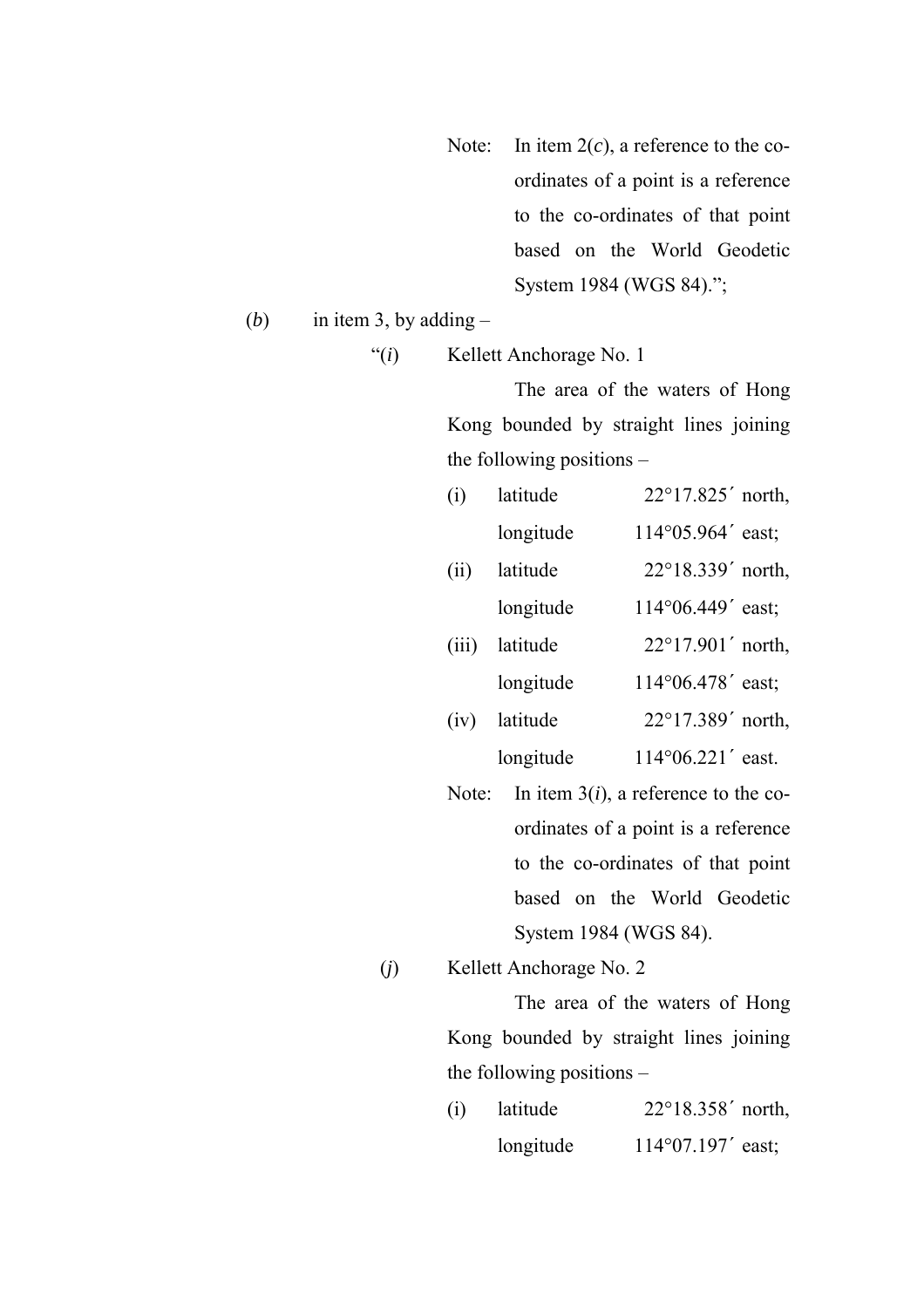Note: In item 2(*c*), a reference to the co-ordinates of a point is a reference to the co-ordinates of that point based on the World Geodetic System 1984 (WGS 84).";

(*b*) in item 3, by adding –

"(*i*) Kellett Anchorage No. 1

The area of the waters of Hong Kong bounded by straight lines joining the following positions –

(i) latitude 22°17.825´ north, longitude 114°05.964´ east;

(ii) latitude 22°18.339´ north, longitude 114°06.449´ east;

(iii) latitude 22°17.901´ north, longitude 114°06.478´ east;

(iv) latitude 22°17.389´ north, longitude 114°06.221´ east.

Note: In item 3(*i*), a reference to the co-ordinates of a point is a reference to the co-ordinates of that point based on the World Geodetic System 1984 (WGS 84).

(*j*) Kellett Anchorage No. 2

The area of the waters of Hong Kong bounded by straight lines joining the following positions –

(i) latitude 22°18.358´ north, longitude 114°07.197´ east;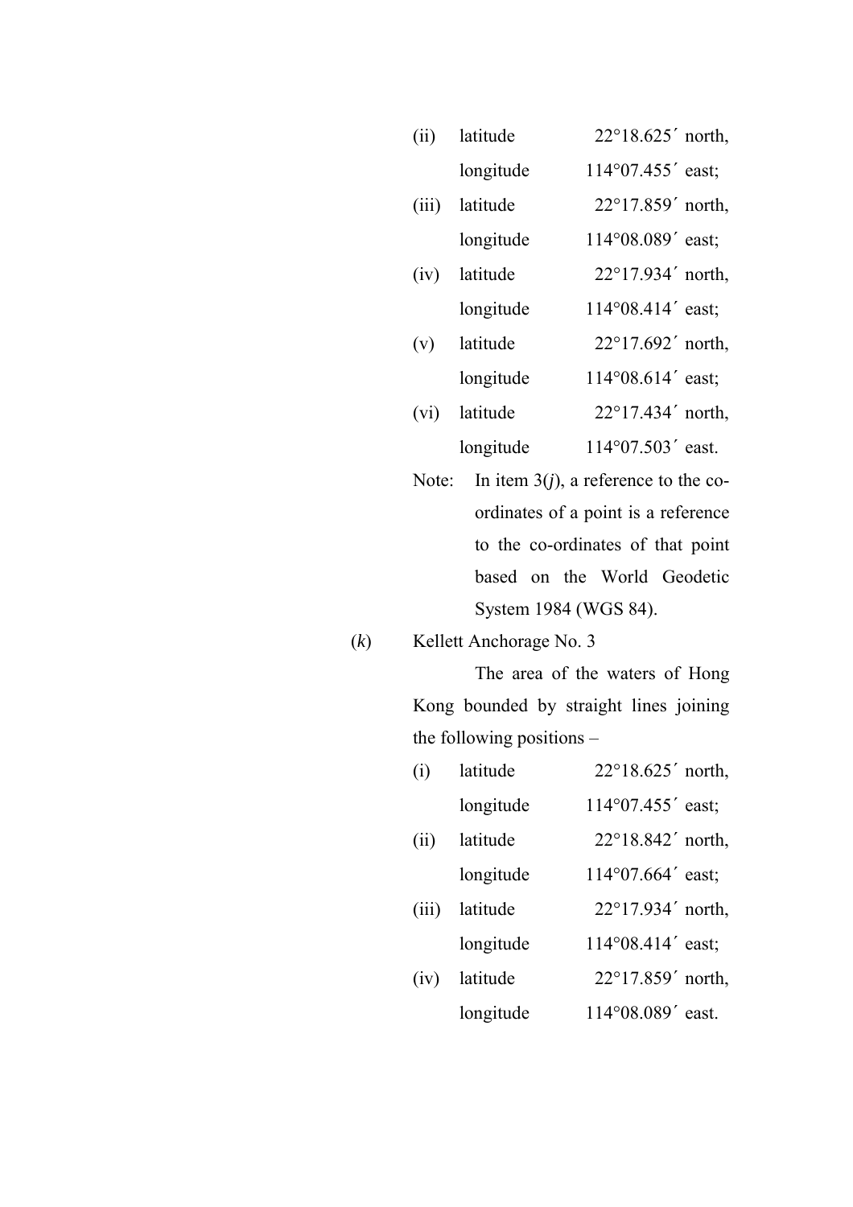(ii) latitude 22°18.625´ north,
longitude 114°07.455´ east;

(iii) latitude 22°17.859´ north,
longitude 114°08.089´ east;

(iv) latitude 22°17.934´ north,
longitude 114°08.414´ east;

(v) latitude 22°17.692´ north,
longitude 114°08.614´ east;

(vi) latitude 22°17.434´ north,
longitude 114°07.503´ east.

Note: In item 3(*j*), a reference to the co-ordinates of a point is a reference to the co-ordinates of that point based on the World Geodetic System 1984 (WGS 84).

(*k*) Kellett Anchorage No. 3

The area of the waters of Hong Kong bounded by straight lines joining the following positions –

(i) latitude 22°18.625´ north,
longitude 114°07.455´ east;

(ii) latitude 22°18.842´ north,
longitude 114°07.664´ east;

(iii) latitude 22°17.934´ north,
longitude 114°08.414´ east;

(iv) latitude 22°17.859´ north,
longitude 114°08.089´ east.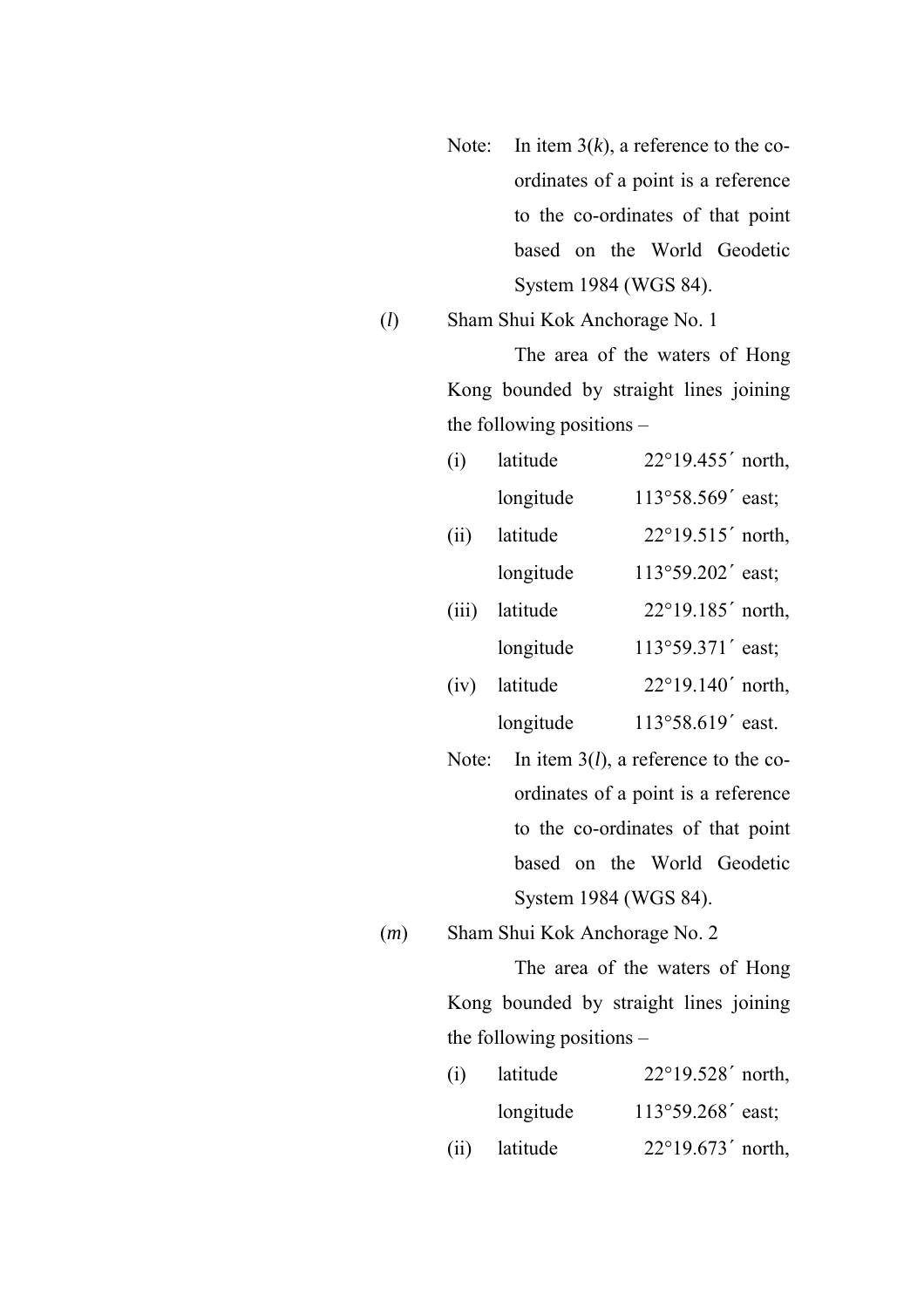Note: In item 3(*k*), a reference to the co-ordinates of a point is a reference to the co-ordinates of that point based on the World Geodetic System 1984 (WGS 84).

(*l*) Sham Shui Kok Anchorage No. 1

The area of the waters of Hong Kong bounded by straight lines joining the following positions –

(i) latitude 22°19.455´ north, longitude 113°58.569´ east;

(ii) latitude 22°19.515´ north, longitude 113°59.202´ east;

(iii) latitude 22°19.185´ north, longitude 113°59.371´ east;

(iv) latitude 22°19.140´ north, longitude 113°58.619´ east.

Note: In item 3(*l*), a reference to the co-ordinates of a point is a reference to the co-ordinates of that point based on the World Geodetic System 1984 (WGS 84).

(*m*) Sham Shui Kok Anchorage No. 2

The area of the waters of Hong Kong bounded by straight lines joining the following positions –

(i) latitude 22°19.528´ north, longitude 113°59.268´ east;

(ii) latitude 22°19.673´ north,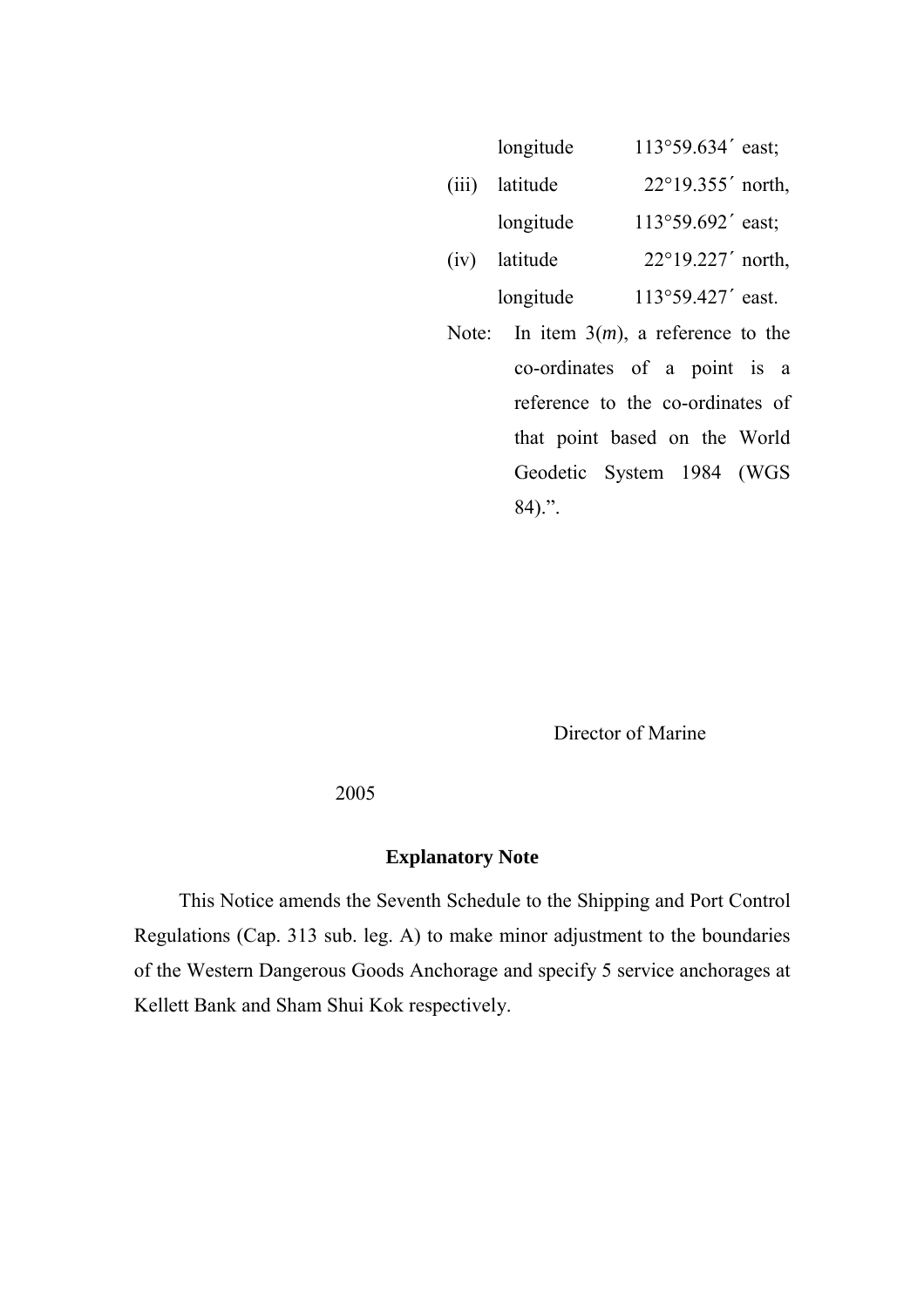longitude 113°59.634′ east;

(iii) latitude 22°19.355′ north,

longitude 113°59.692′ east;

(iv) latitude 22°19.227′ north,

longitude 113°59.427′ east.

Note: In item 3(*m*), a reference to the co-ordinates of a point is a reference to the co-ordinates of that point based on the World Geodetic System 1984 (WGS 84).".

Director of Marine

2005

**Explanatory Note**

This Notice amends the Seventh Schedule to the Shipping and Port Control Regulations (Cap. 313 sub. leg. A) to make minor adjustment to the boundaries of the Western Dangerous Goods Anchorage and specify 5 service anchorages at Kellett Bank and Sham Shui Kok respectively.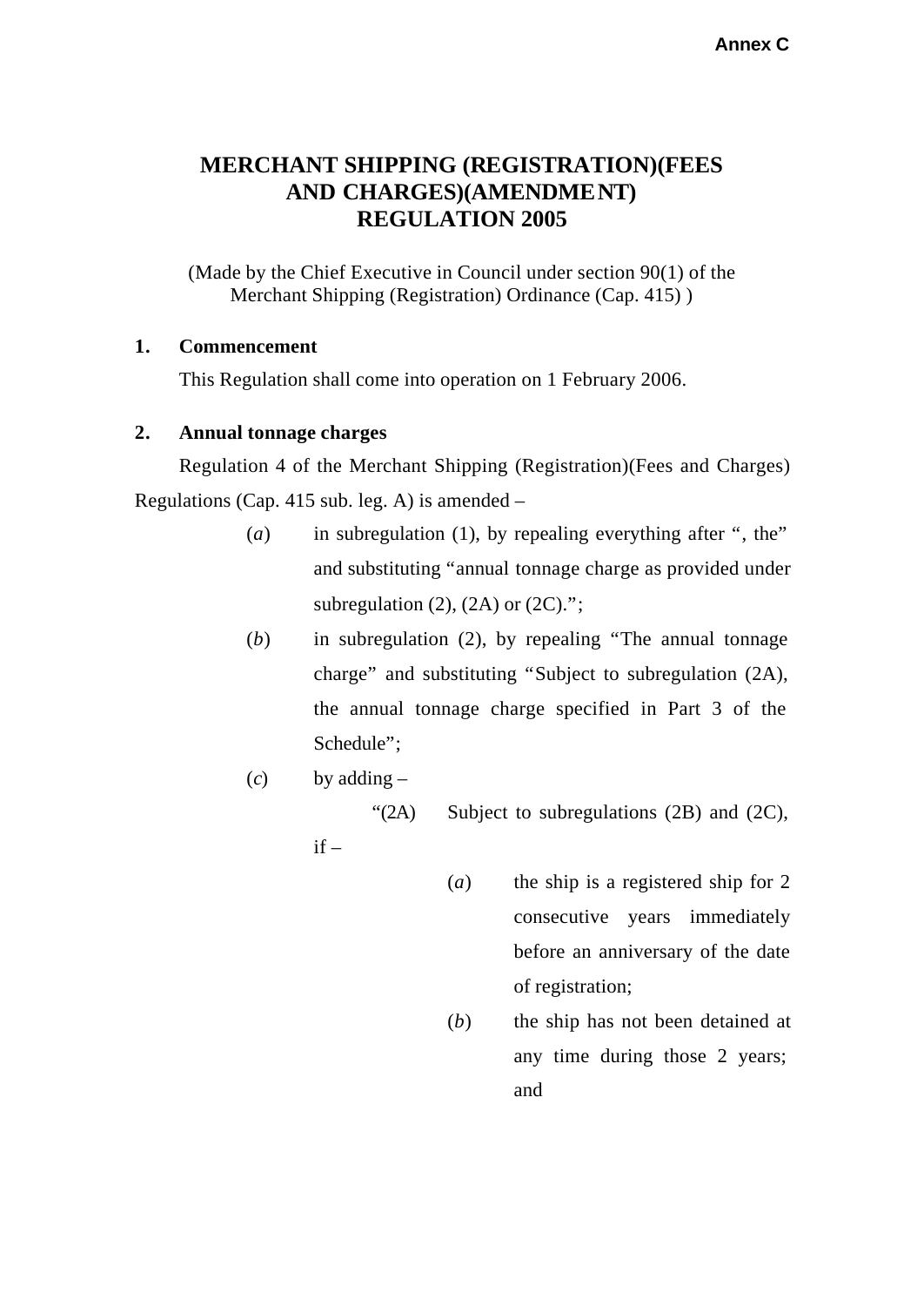**Annex C**

# MERCHANT SHIPPING (REGISTRATION)(FEES AND CHARGES)(AMENDMENT) REGULATION 2005

(Made by the Chief Executive in Council under section 90(1) of the Merchant Shipping (Registration) Ordinance (Cap. 415) )

**1. Commencement**

This Regulation shall come into operation on 1 February 2006.

**2. Annual tonnage charges**

Regulation 4 of the Merchant Shipping (Registration)(Fees and Charges) Regulations (Cap. 415 sub. leg. A) is amended –

(*a*) in subregulation (1), by repealing everything after ", the" and substituting "annual tonnage charge as provided under subregulation (2), (2A) or (2C).";

(*b*) in subregulation (2), by repealing "The annual tonnage charge" and substituting "Subject to subregulation (2A), the annual tonnage charge specified in Part 3 of the Schedule";

(*c*) by adding –

"(2A) Subject to subregulations (2B) and (2C), if –

(*a*) the ship is a registered ship for 2 consecutive years immediately before an anniversary of the date of registration;

(*b*) the ship has not been detained at any time during those 2 years; and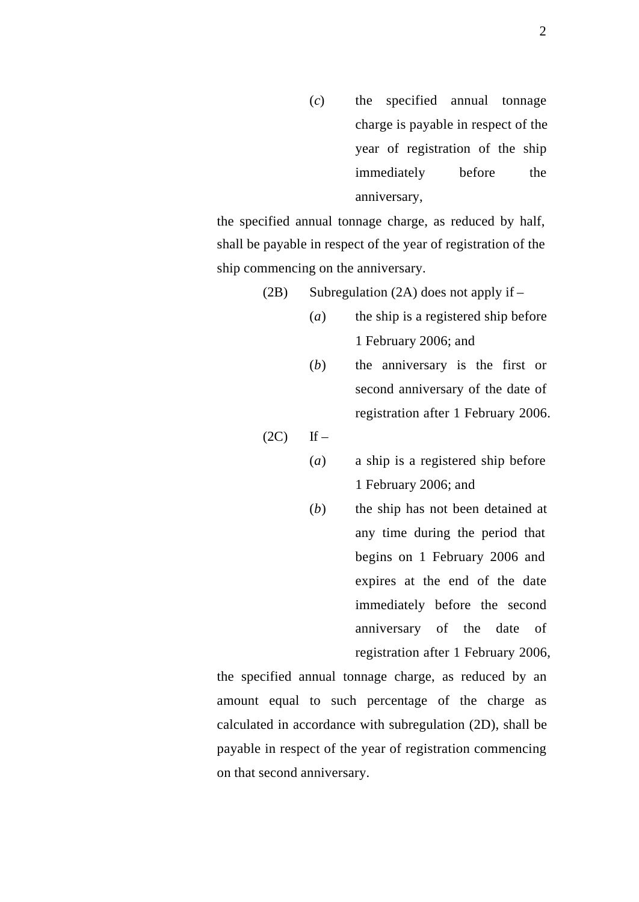(*c*) the specified annual tonnage charge is payable in respect of the year of registration of the ship immediately before the anniversary,

the specified annual tonnage charge, as reduced by half, shall be payable in respect of the year of registration of the ship commencing on the anniversary.

(2B) Subregulation (2A) does not apply if –

(*a*) the ship is a registered ship before 1 February 2006; and

(*b*) the anniversary is the first or second anniversary of the date of registration after 1 February 2006.

(2C) If –

(*a*) a ship is a registered ship before 1 February 2006; and

(*b*) the ship has not been detained at any time during the period that begins on 1 February 2006 and expires at the end of the date immediately before the second anniversary of the date of registration after 1 February 2006,

the specified annual tonnage charge, as reduced by an amount equal to such percentage of the charge as calculated in accordance with subregulation (2D), shall be payable in respect of the year of registration commencing on that second anniversary.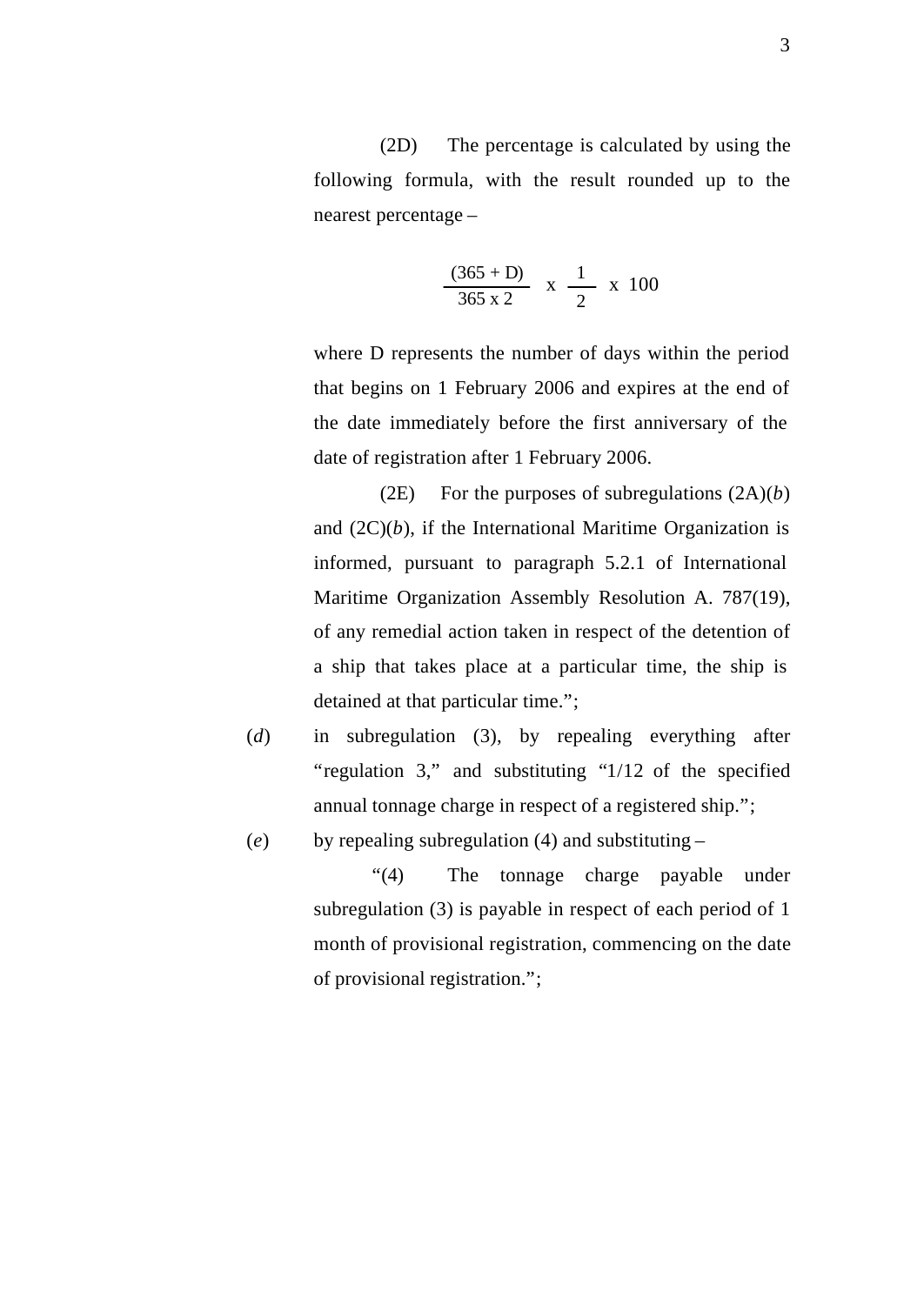(2D) The percentage is calculated by using the following formula, with the result rounded up to the nearest percentage –

$$\frac{(365 + D)}{365 \times 2} \times \frac{1}{2} \times 100$$

where D represents the number of days within the period that begins on 1 February 2006 and expires at the end of the date immediately before the first anniversary of the date of registration after 1 February 2006.

(2E) For the purposes of subregulations (2A)(*b*) and (2C)(*b*), if the International Maritime Organization is informed, pursuant to paragraph 5.2.1 of International Maritime Organization Assembly Resolution A. 787(19), of any remedial action taken in respect of the detention of a ship that takes place at a particular time, the ship is detained at that particular time.";

(*d*) in subregulation (3), by repealing everything after "regulation 3," and substituting "1/12 of the specified annual tonnage charge in respect of a registered ship.";

(*e*) by repealing subregulation (4) and substituting –

"(4) The tonnage charge payable under subregulation (3) is payable in respect of each period of 1 month of provisional registration, commencing on the date of provisional registration.";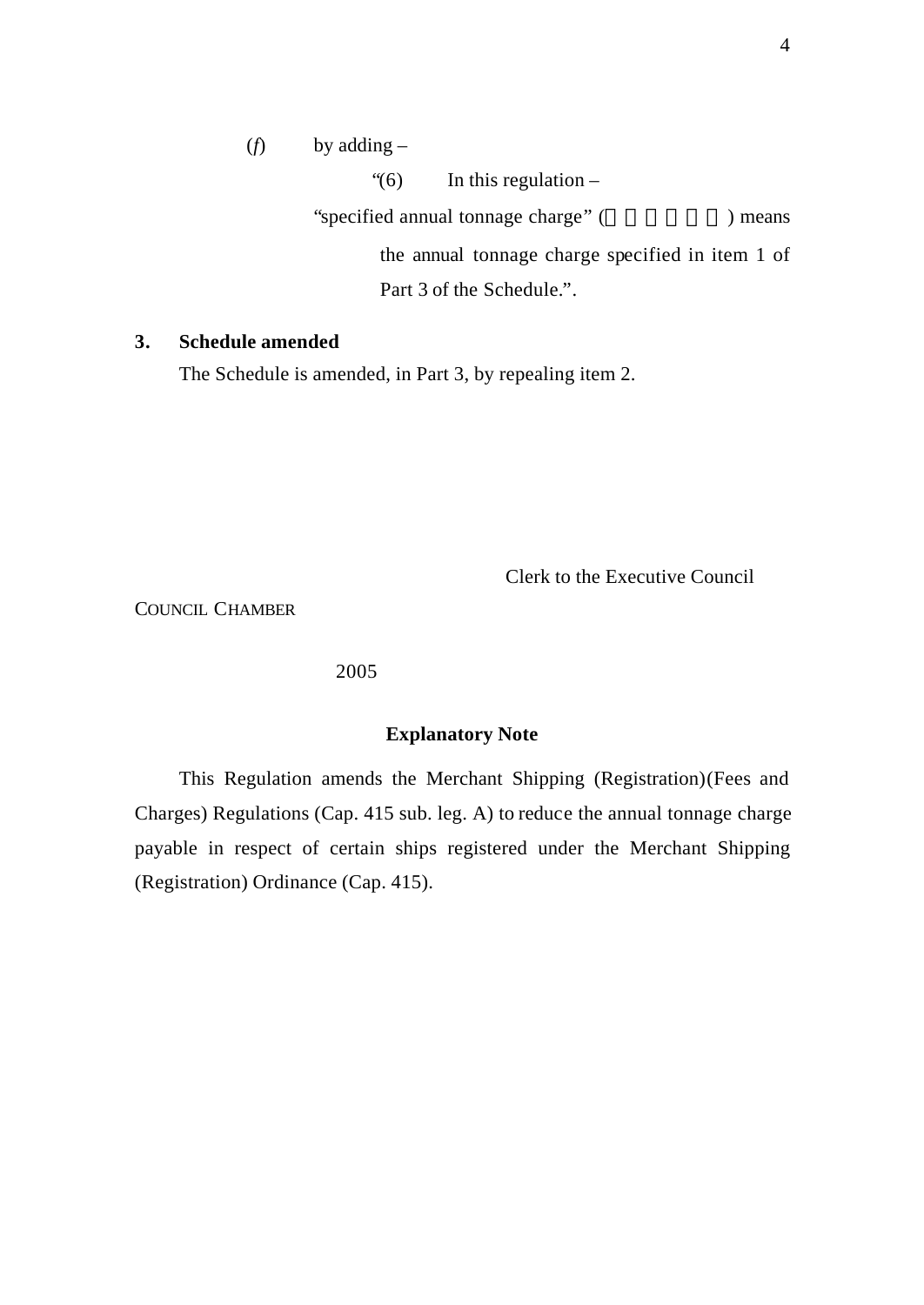(*f*) by adding –

"(6) In this regulation –

"specified annual tonnage charge" (　　　　　　) means the annual tonnage charge specified in item 1 of Part 3 of the Schedule.".

**3. Schedule amended**

The Schedule is amended, in Part 3, by repealing item 2.

Clerk to the Executive Council

COUNCIL CHAMBER

2005

**Explanatory Note**

This Regulation amends the Merchant Shipping (Registration)(Fees and Charges) Regulations (Cap. 415 sub. leg. A) to reduce the annual tonnage charge payable in respect of certain ships registered under the Merchant Shipping (Registration) Ordinance (Cap. 415).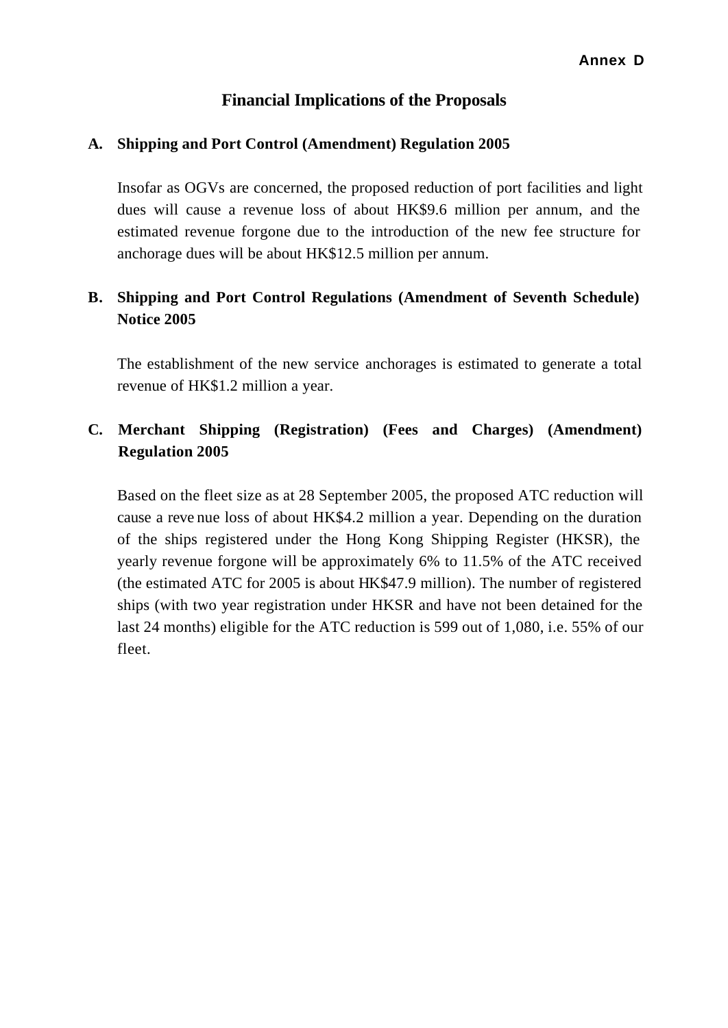**Annex D**

# Financial Implications of the Proposals

## A. Shipping and Port Control (Amendment) Regulation 2005

Insofar as OGVs are concerned, the proposed reduction of port facilities and light dues will cause a revenue loss of about HK$9.6 million per annum, and the estimated revenue forgone due to the introduction of the new fee structure for anchorage dues will be about HK$12.5 million per annum.

## B. Shipping and Port Control Regulations (Amendment of Seventh Schedule) Notice 2005

The establishment of the new service anchorages is estimated to generate a total revenue of HK$1.2 million a year.

## C. Merchant Shipping (Registration) (Fees and Charges) (Amendment) Regulation 2005

Based on the fleet size as at 28 September 2005, the proposed ATC reduction will cause a revenue loss of about HK$4.2 million a year. Depending on the duration of the ships registered under the Hong Kong Shipping Register (HKSR), the yearly revenue forgone will be approximately 6% to 11.5% of the ATC received (the estimated ATC for 2005 is about HK$47.9 million). The number of registered ships (with two year registration under HKSR and have not been detained for the last 24 months) eligible for the ATC reduction is 599 out of 1,080, i.e. 55% of our fleet.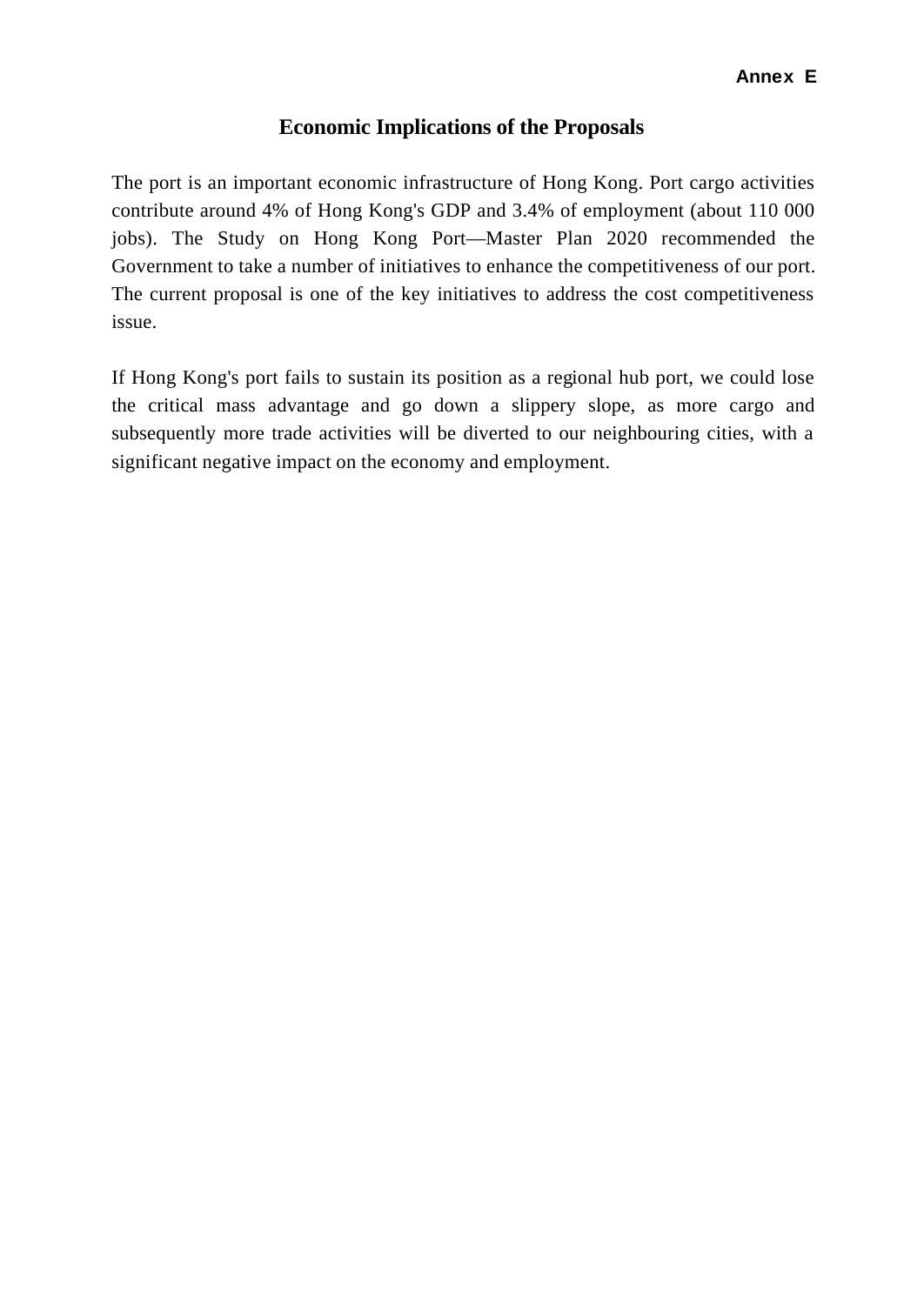**Annex E**

# Economic Implications of the Proposals

The port is an important economic infrastructure of Hong Kong. Port cargo activities contribute around 4% of Hong Kong's GDP and 3.4% of employment (about 110 000 jobs). The Study on Hong Kong Port—Master Plan 2020 recommended the Government to take a number of initiatives to enhance the competitiveness of our port. The current proposal is one of the key initiatives to address the cost competitiveness issue.

If Hong Kong's port fails to sustain its position as a regional hub port, we could lose the critical mass advantage and go down a slippery slope, as more cargo and subsequently more trade activities will be diverted to our neighbouring cities, with a significant negative impact on the economy and employment.